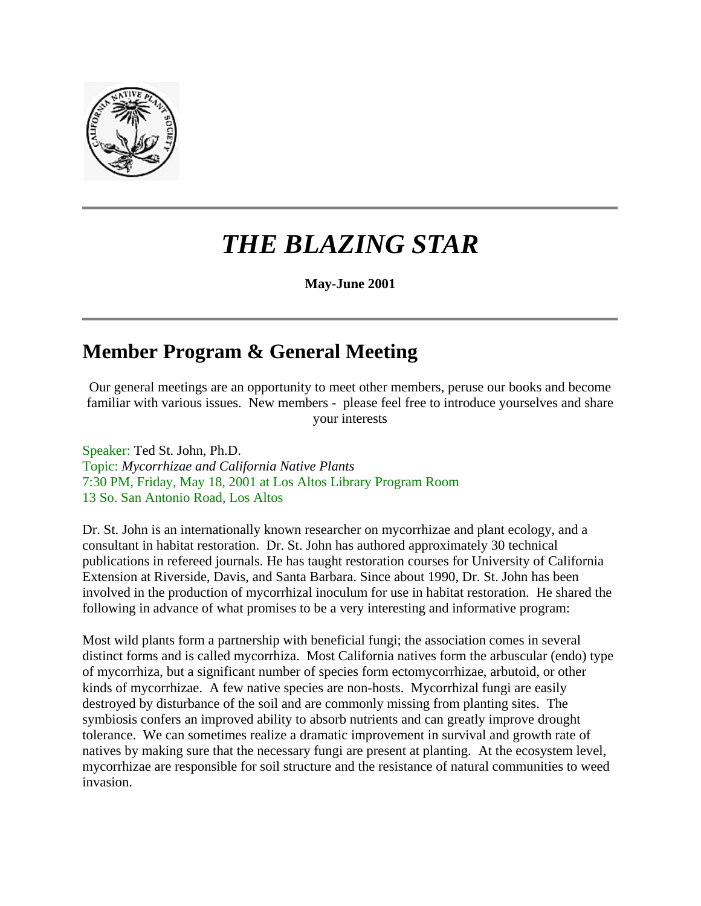# *THE BLAZING STAR*

**May-June 2001**

## Member Program & General Meeting

Our general meetings are an opportunity to meet other members, peruse our books and become familiar with various issues. New members - please feel free to introduce yourselves and share your interests

Speaker: Ted St. John, Ph.D.
Topic: *Mycorrhizae and California Native Plants*
7:30 PM, Friday, May 18, 2001 at Los Altos Library Program Room
13 So. San Antonio Road, Los Altos

Dr. St. John is an internationally known researcher on mycorrhizae and plant ecology, and a consultant in habitat restoration. Dr. St. John has authored approximately 30 technical publications in refereed journals. He has taught restoration courses for University of California Extension at Riverside, Davis, and Santa Barbara. Since about 1990, Dr. St. John has been involved in the production of mycorrhizal inoculum for use in habitat restoration. He shared the following in advance of what promises to be a very interesting and informative program:

Most wild plants form a partnership with beneficial fungi; the association comes in several distinct forms and is called mycorrhiza. Most California natives form the arbuscular (endo) type of mycorrhiza, but a significant number of species form ectomycorrhizae, arbutoid, or other kinds of mycorrhizae. A few native species are non-hosts. Mycorrhizal fungi are easily destroyed by disturbance of the soil and are commonly missing from planting sites. The symbiosis confers an improved ability to absorb nutrients and can greatly improve drought tolerance. We can sometimes realize a dramatic improvement in survival and growth rate of natives by making sure that the necessary fungi are present at planting. At the ecosystem level, mycorrhizae are responsible for soil structure and the resistance of natural communities to weed invasion.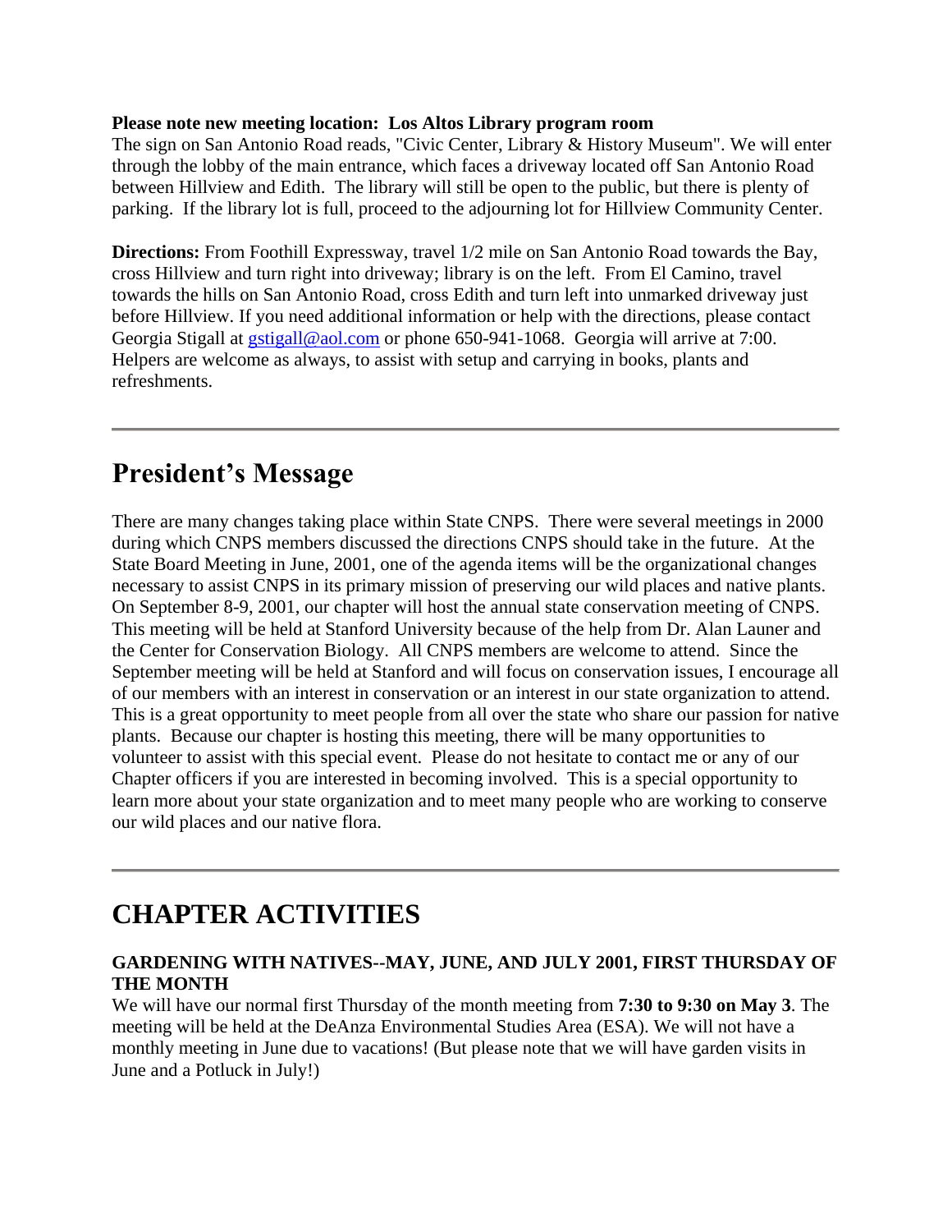**Please note new meeting location: Los Altos Library program room**
The sign on San Antonio Road reads, "Civic Center, Library & History Museum". We will enter through the lobby of the main entrance, which faces a driveway located off San Antonio Road between Hillview and Edith. The library will still be open to the public, but there is plenty of parking. If the library lot is full, proceed to the adjourning lot for Hillview Community Center.

**Directions:** From Foothill Expressway, travel 1/2 mile on San Antonio Road towards the Bay, cross Hillview and turn right into driveway; library is on the left. From El Camino, travel towards the hills on San Antonio Road, cross Edith and turn left into unmarked driveway just before Hillview. If you need additional information or help with the directions, please contact Georgia Stigall at gstigall@aol.com or phone 650-941-1068. Georgia will arrive at 7:00. Helpers are welcome as always, to assist with setup and carrying in books, plants and refreshments.

---

## President's Message

There are many changes taking place within State CNPS. There were several meetings in 2000 during which CNPS members discussed the directions CNPS should take in the future. At the State Board Meeting in June, 2001, one of the agenda items will be the organizational changes necessary to assist CNPS in its primary mission of preserving our wild places and native plants. On September 8-9, 2001, our chapter will host the annual state conservation meeting of CNPS. This meeting will be held at Stanford University because of the help from Dr. Alan Launer and the Center for Conservation Biology. All CNPS members are welcome to attend. Since the September meeting will be held at Stanford and will focus on conservation issues, I encourage all of our members with an interest in conservation or an interest in our state organization to attend. This is a great opportunity to meet people from all over the state who share our passion for native plants. Because our chapter is hosting this meeting, there will be many opportunities to volunteer to assist with this special event. Please do not hesitate to contact me or any of our Chapter officers if you are interested in becoming involved. This is a special opportunity to learn more about your state organization and to meet many people who are working to conserve our wild places and our native flora.

---

## CHAPTER ACTIVITIES

**GARDENING WITH NATIVES--MAY, JUNE, AND JULY 2001, FIRST THURSDAY OF THE MONTH**
We will have our normal first Thursday of the month meeting from **7:30 to 9:30 on May 3**. The meeting will be held at the DeAnza Environmental Studies Area (ESA). We will not have a monthly meeting in June due to vacations! (But please note that we will have garden visits in June and a Potluck in July!)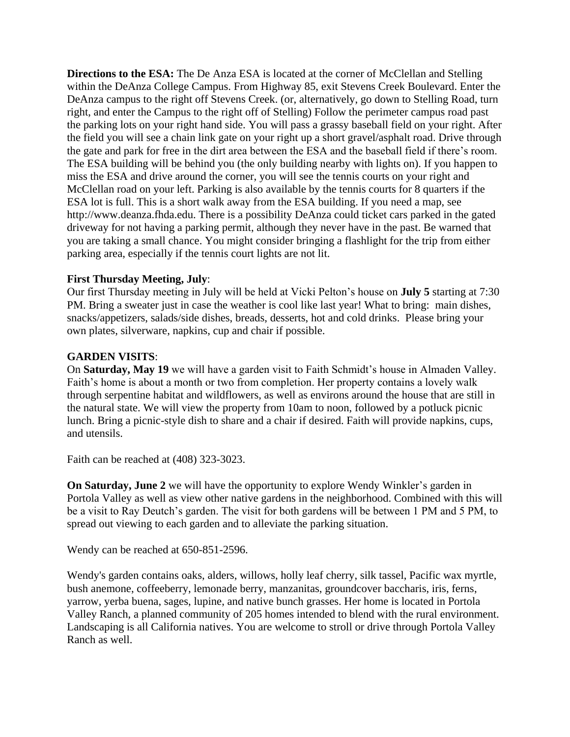**Directions to the ESA:** The De Anza ESA is located at the corner of McClellan and Stelling within the DeAnza College Campus. From Highway 85, exit Stevens Creek Boulevard. Enter the DeAnza campus to the right off Stevens Creek. (or, alternatively, go down to Stelling Road, turn right, and enter the Campus to the right off of Stelling) Follow the perimeter campus road past the parking lots on your right hand side. You will pass a grassy baseball field on your right. After the field you will see a chain link gate on your right up a short gravel/asphalt road. Drive through the gate and park for free in the dirt area between the ESA and the baseball field if there's room. The ESA building will be behind you (the only building nearby with lights on). If you happen to miss the ESA and drive around the corner, you will see the tennis courts on your right and McClellan road on your left. Parking is also available by the tennis courts for 8 quarters if the ESA lot is full. This is a short walk away from the ESA building. If you need a map, see http://www.deanza.fhda.edu. There is a possibility DeAnza could ticket cars parked in the gated driveway for not having a parking permit, although they never have in the past. Be warned that you are taking a small chance. You might consider bringing a flashlight for the trip from either parking area, especially if the tennis court lights are not lit.

**First Thursday Meeting, July**:
Our first Thursday meeting in July will be held at Vicki Pelton's house on **July 5** starting at 7:30 PM. Bring a sweater just in case the weather is cool like last year! What to bring: main dishes, snacks/appetizers, salads/side dishes, breads, desserts, hot and cold drinks. Please bring your own plates, silverware, napkins, cup and chair if possible.

**GARDEN VISITS**:
On **Saturday, May 19** we will have a garden visit to Faith Schmidt's house in Almaden Valley. Faith's home is about a month or two from completion. Her property contains a lovely walk through serpentine habitat and wildflowers, as well as environs around the house that are still in the natural state. We will view the property from 10am to noon, followed by a potluck picnic lunch. Bring a picnic-style dish to share and a chair if desired. Faith will provide napkins, cups, and utensils.

Faith can be reached at (408) 323-3023.

**On Saturday, June 2** we will have the opportunity to explore Wendy Winkler's garden in Portola Valley as well as view other native gardens in the neighborhood. Combined with this will be a visit to Ray Deutch's garden. The visit for both gardens will be between 1 PM and 5 PM, to spread out viewing to each garden and to alleviate the parking situation.

Wendy can be reached at 650-851-2596.

Wendy's garden contains oaks, alders, willows, holly leaf cherry, silk tassel, Pacific wax myrtle, bush anemone, coffeeberry, lemonade berry, manzanitas, groundcover baccharis, iris, ferns, yarrow, yerba buena, sages, lupine, and native bunch grasses. Her home is located in Portola Valley Ranch, a planned community of 205 homes intended to blend with the rural environment. Landscaping is all California natives. You are welcome to stroll or drive through Portola Valley Ranch as well.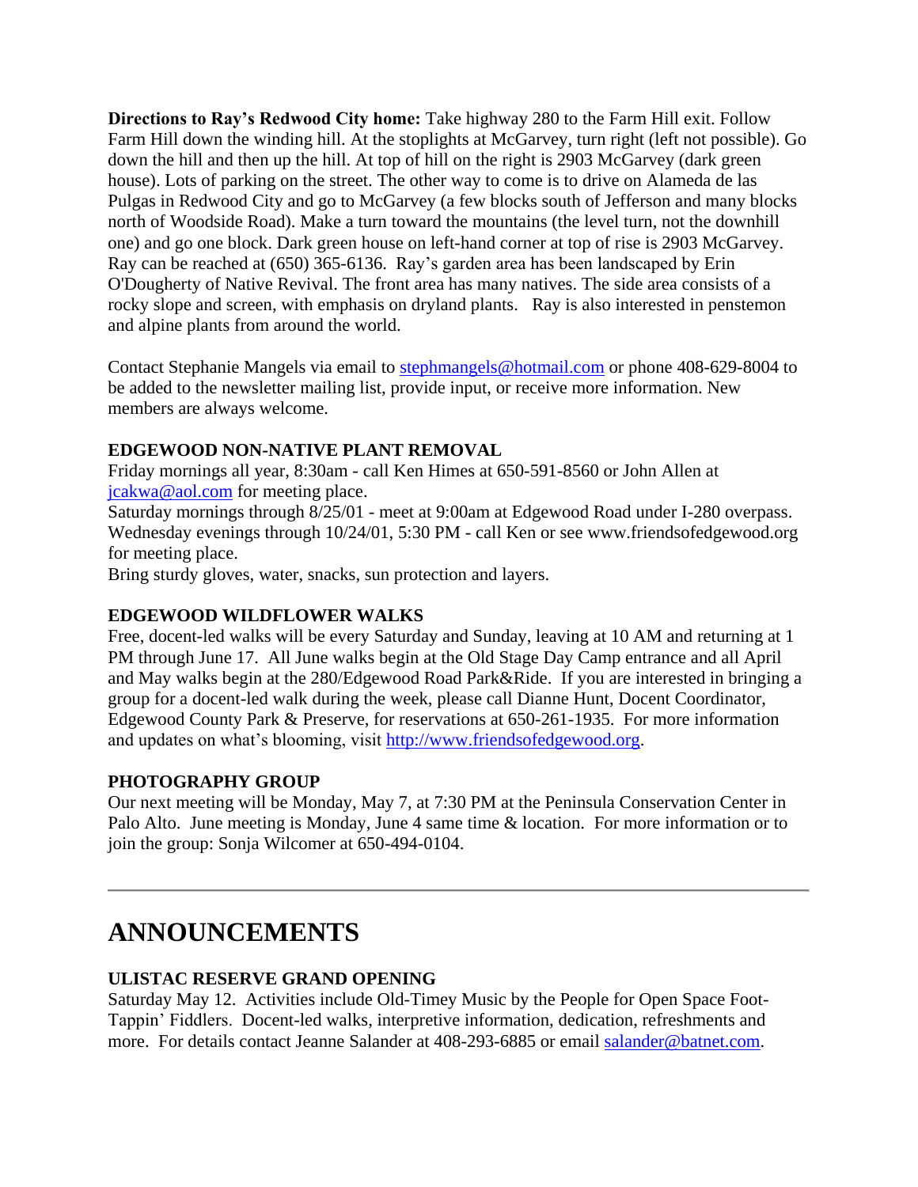**Directions to Ray's Redwood City home:** Take highway 280 to the Farm Hill exit. Follow Farm Hill down the winding hill. At the stoplights at McGarvey, turn right (left not possible). Go down the hill and then up the hill. At top of hill on the right is 2903 McGarvey (dark green house). Lots of parking on the street. The other way to come is to drive on Alameda de las Pulgas in Redwood City and go to McGarvey (a few blocks south of Jefferson and many blocks north of Woodside Road). Make a turn toward the mountains (the level turn, not the downhill one) and go one block. Dark green house on left-hand corner at top of rise is 2903 McGarvey. Ray can be reached at (650) 365-6136. Ray's garden area has been landscaped by Erin O'Dougherty of Native Revival. The front area has many natives. The side area consists of a rocky slope and screen, with emphasis on dryland plants. Ray is also interested in penstemon and alpine plants from around the world.

Contact Stephanie Mangels via email to stephmangels@hotmail.com or phone 408-629-8004 to be added to the newsletter mailing list, provide input, or receive more information. New members are always welcome.

**EDGEWOOD NON-NATIVE PLANT REMOVAL**

Friday mornings all year, 8:30am - call Ken Himes at 650-591-8560 or John Allen at jcakwa@aol.com for meeting place.
Saturday mornings through 8/25/01 - meet at 9:00am at Edgewood Road under I-280 overpass.
Wednesday evenings through 10/24/01, 5:30 PM - call Ken or see www.friendsofedgewood.org for meeting place.
Bring sturdy gloves, water, snacks, sun protection and layers.

**EDGEWOOD WILDFLOWER WALKS**

Free, docent-led walks will be every Saturday and Sunday, leaving at 10 AM and returning at 1 PM through June 17. All June walks begin at the Old Stage Day Camp entrance and all April and May walks begin at the 280/Edgewood Road Park&Ride. If you are interested in bringing a group for a docent-led walk during the week, please call Dianne Hunt, Docent Coordinator, Edgewood County Park & Preserve, for reservations at 650-261-1935. For more information and updates on what's blooming, visit http://www.friendsofedgewood.org.

**PHOTOGRAPHY GROUP**

Our next meeting will be Monday, May 7, at 7:30 PM at the Peninsula Conservation Center in Palo Alto. June meeting is Monday, June 4 same time & location. For more information or to join the group: Sonja Wilcomer at 650-494-0104.

---

# ANNOUNCEMENTS

**ULISTAC RESERVE GRAND OPENING**

Saturday May 12. Activities include Old-Timey Music by the People for Open Space Foot-Tappin' Fiddlers. Docent-led walks, interpretive information, dedication, refreshments and more. For details contact Jeanne Salander at 408-293-6885 or email salander@batnet.com.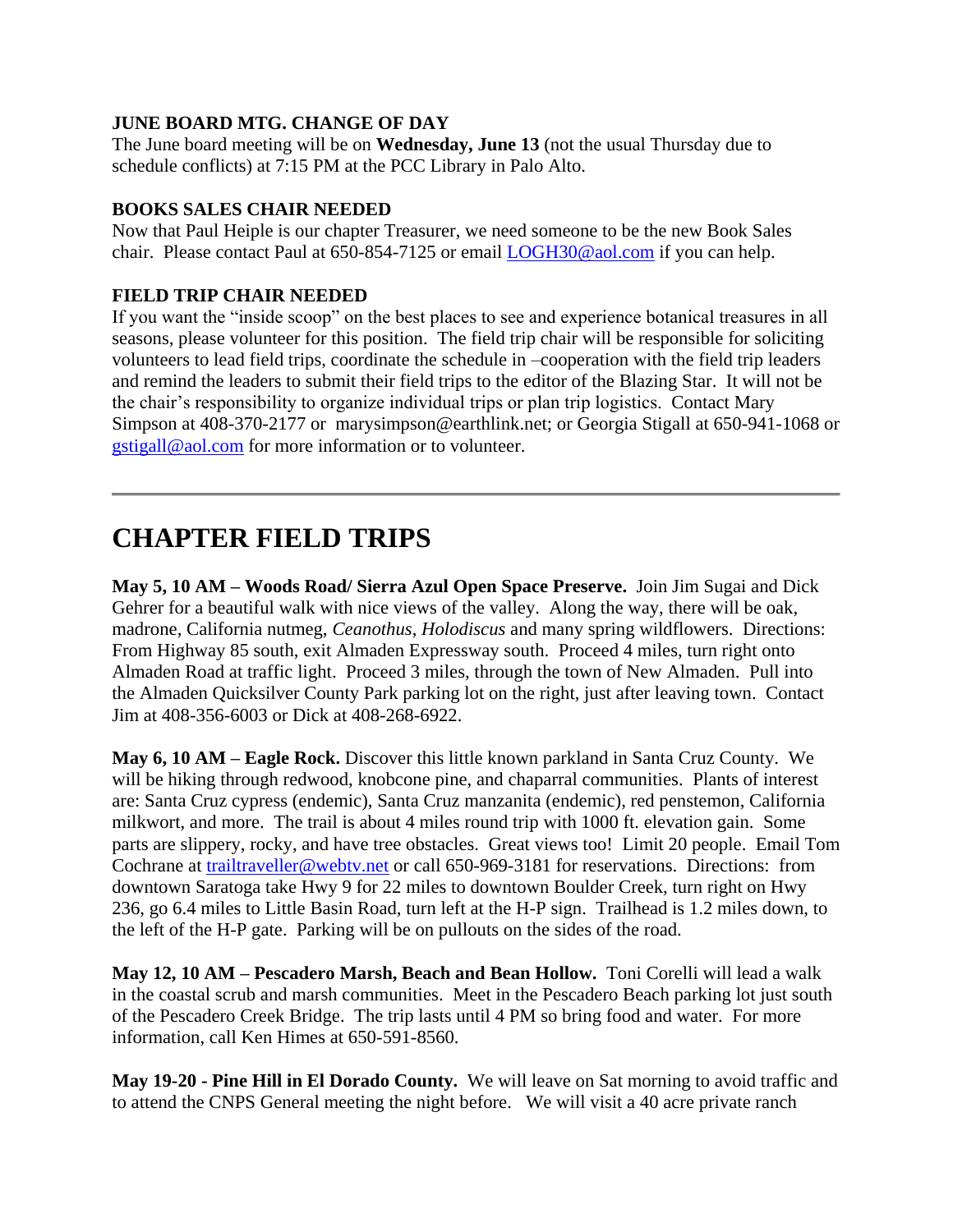**JUNE BOARD MTG. CHANGE OF DAY**
The June board meeting will be on **Wednesday, June 13** (not the usual Thursday due to schedule conflicts) at 7:15 PM at the PCC Library in Palo Alto.

**BOOKS SALES CHAIR NEEDED**
Now that Paul Heiple is our chapter Treasurer, we need someone to be the new Book Sales chair. Please contact Paul at 650-854-7125 or email LOGH30@aol.com if you can help.

**FIELD TRIP CHAIR NEEDED**
If you want the "inside scoop" on the best places to see and experience botanical treasures in all seasons, please volunteer for this position. The field trip chair will be responsible for soliciting volunteers to lead field trips, coordinate the schedule in –cooperation with the field trip leaders and remind the leaders to submit their field trips to the editor of the Blazing Star. It will not be the chair's responsibility to organize individual trips or plan trip logistics. Contact Mary Simpson at 408-370-2177 or marysimpson@earthlink.net; or Georgia Stigall at 650-941-1068 or gstigall@aol.com for more information or to volunteer.

---

# CHAPTER FIELD TRIPS

**May 5, 10 AM – Woods Road/ Sierra Azul Open Space Preserve.** Join Jim Sugai and Dick Gehrer for a beautiful walk with nice views of the valley. Along the way, there will be oak, madrone, California nutmeg, *Ceanothus, Holodiscus* and many spring wildflowers. Directions: From Highway 85 south, exit Almaden Expressway south. Proceed 4 miles, turn right onto Almaden Road at traffic light. Proceed 3 miles, through the town of New Almaden. Pull into the Almaden Quicksilver County Park parking lot on the right, just after leaving town. Contact Jim at 408-356-6003 or Dick at 408-268-6922.

**May 6, 10 AM – Eagle Rock.** Discover this little known parkland in Santa Cruz County. We will be hiking through redwood, knobcone pine, and chaparral communities. Plants of interest are: Santa Cruz cypress (endemic), Santa Cruz manzanita (endemic), red penstemon, California milkwort, and more. The trail is about 4 miles round trip with 1000 ft. elevation gain. Some parts are slippery, rocky, and have tree obstacles. Great views too! Limit 20 people. Email Tom Cochrane at trailtraveller@webtv.net or call 650-969-3181 for reservations. Directions: from downtown Saratoga take Hwy 9 for 22 miles to downtown Boulder Creek, turn right on Hwy 236, go 6.4 miles to Little Basin Road, turn left at the H-P sign. Trailhead is 1.2 miles down, to the left of the H-P gate. Parking will be on pullouts on the sides of the road.

**May 12, 10 AM – Pescadero Marsh, Beach and Bean Hollow.** Toni Corelli will lead a walk in the coastal scrub and marsh communities. Meet in the Pescadero Beach parking lot just south of the Pescadero Creek Bridge. The trip lasts until 4 PM so bring food and water. For more information, call Ken Himes at 650-591-8560.

**May 19-20 - Pine Hill in El Dorado County.** We will leave on Sat morning to avoid traffic and to attend the CNPS General meeting the night before. We will visit a 40 acre private ranch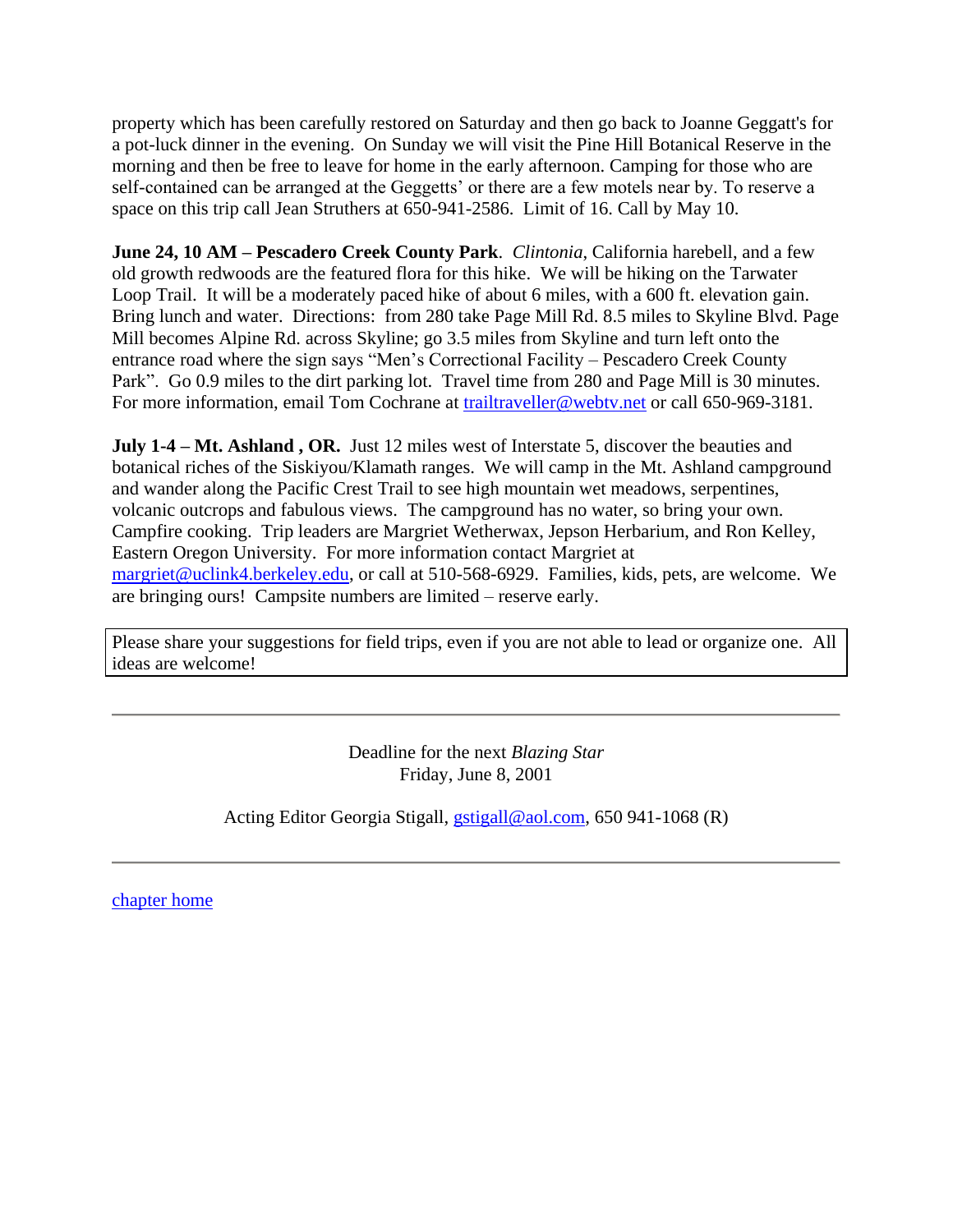property which has been carefully restored on Saturday and then go back to Joanne Geggatt's for a pot-luck dinner in the evening. On Sunday we will visit the Pine Hill Botanical Reserve in the morning and then be free to leave for home in the early afternoon. Camping for those who are self-contained can be arranged at the Geggetts' or there are a few motels near by. To reserve a space on this trip call Jean Struthers at 650-941-2586. Limit of 16. Call by May 10.

**June 24, 10 AM – Pescadero Creek County Park**. *Clintonia*, California harebell, and a few old growth redwoods are the featured flora for this hike. We will be hiking on the Tarwater Loop Trail. It will be a moderately paced hike of about 6 miles, with a 600 ft. elevation gain. Bring lunch and water. Directions: from 280 take Page Mill Rd. 8.5 miles to Skyline Blvd. Page Mill becomes Alpine Rd. across Skyline; go 3.5 miles from Skyline and turn left onto the entrance road where the sign says "Men's Correctional Facility – Pescadero Creek County Park". Go 0.9 miles to the dirt parking lot. Travel time from 280 and Page Mill is 30 minutes. For more information, email Tom Cochrane at trailtraveller@webtv.net or call 650-969-3181.

**July 1-4 – Mt. Ashland , OR.** Just 12 miles west of Interstate 5, discover the beauties and botanical riches of the Siskiyou/Klamath ranges. We will camp in the Mt. Ashland campground and wander along the Pacific Crest Trail to see high mountain wet meadows, serpentines, volcanic outcrops and fabulous views. The campground has no water, so bring your own. Campfire cooking. Trip leaders are Margriet Wetherwax, Jepson Herbarium, and Ron Kelley, Eastern Oregon University. For more information contact Margriet at margriet@uclink4.berkeley.edu, or call at 510-568-6929. Families, kids, pets, are welcome. We are bringing ours! Campsite numbers are limited – reserve early.

Please share your suggestions for field trips, even if you are not able to lead or organize one. All ideas are welcome!

---

Deadline for the next *Blazing Star*
Friday, June 8, 2001

Acting Editor Georgia Stigall, gstigall@aol.com, 650 941-1068 (R)

---

chapter home